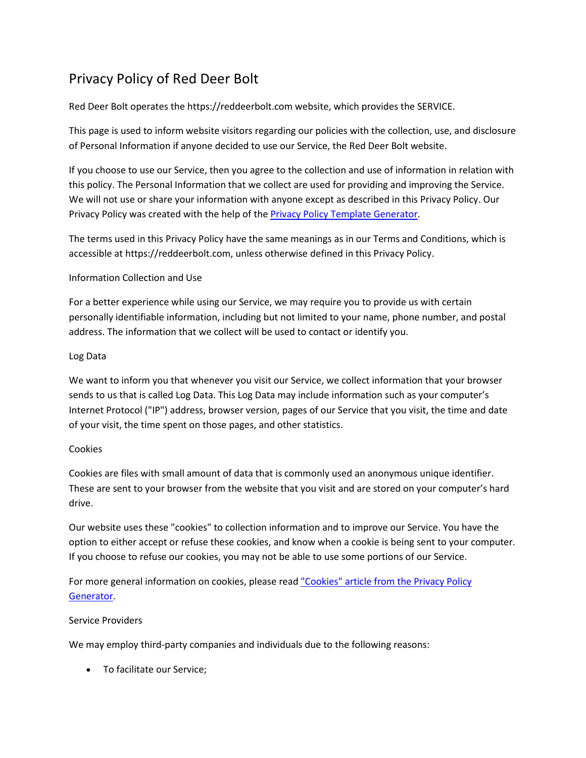# Privacy Policy of Red Deer Bolt

Red Deer Bolt operates the https://reddeerbolt.com website, which provides the SERVICE.

This page is used to inform website visitors regarding our policies with the collection, use, and disclosure of Personal Information if anyone decided to use our Service, the Red Deer Bolt website.

If you choose to use our Service, then you agree to the collection and use of information in relation with this policy. The Personal Information that we collect are used for providing and improving the Service. We will not use or share your information with anyone except as described in this Privacy Policy. Our Privacy Policy was created with the help of the [Privacy Policy Template Generator].

The terms used in this Privacy Policy have the same meanings as in our Terms and Conditions, which is accessible at https://reddeerbolt.com, unless otherwise defined in this Privacy Policy.

## Information Collection and Use

For a better experience while using our Service, we may require you to provide us with certain personally identifiable information, including but not limited to your name, phone number, and postal address. The information that we collect will be used to contact or identify you.

## Log Data

We want to inform you that whenever you visit our Service, we collect information that your browser sends to us that is called Log Data. This Log Data may include information such as your computer's Internet Protocol ("IP") address, browser version, pages of our Service that you visit, the time and date of your visit, the time spent on those pages, and other statistics.

## Cookies

Cookies are files with small amount of data that is commonly used an anonymous unique identifier. These are sent to your browser from the website that you visit and are stored on your computer's hard drive.

Our website uses these "cookies" to collection information and to improve our Service. You have the option to either accept or refuse these cookies, and know when a cookie is being sent to your computer. If you choose to refuse our cookies, you may not be able to use some portions of our Service.

For more general information on cookies, please read ["Cookies" article from the Privacy Policy Generator].

## Service Providers

We may employ third-party companies and individuals due to the following reasons:

- To facilitate our Service;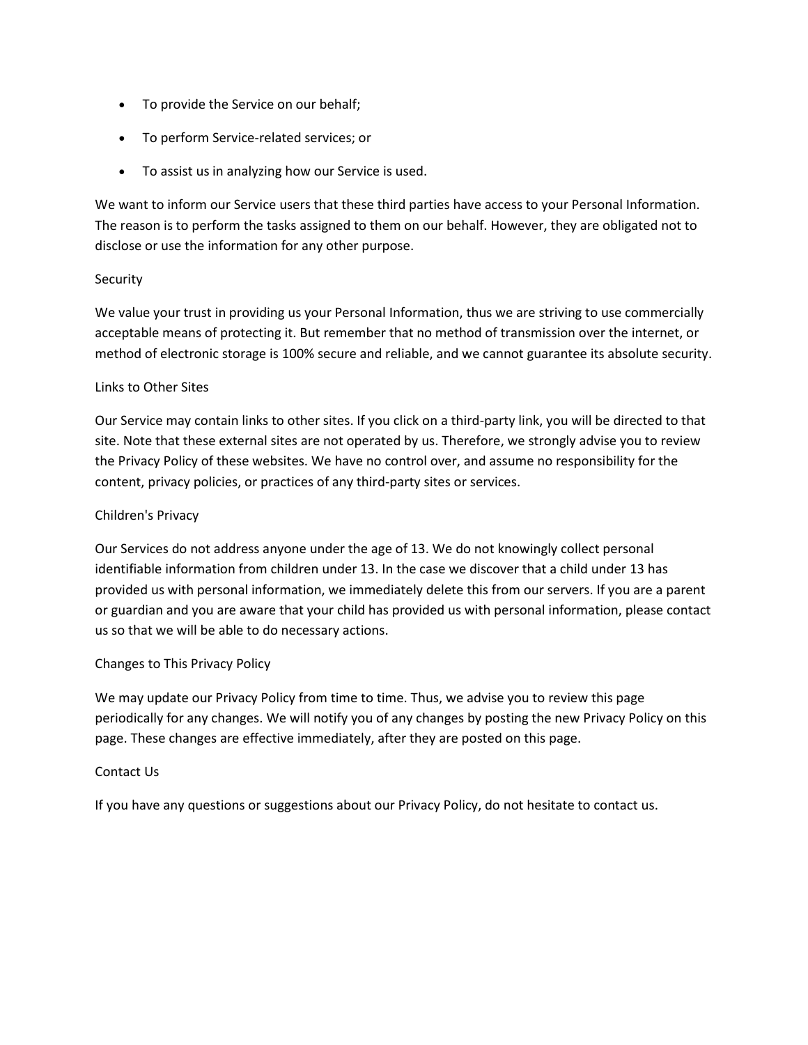- To provide the Service on our behalf;
- To perform Service-related services; or
- To assist us in analyzing how our Service is used.

We want to inform our Service users that these third parties have access to your Personal Information. The reason is to perform the tasks assigned to them on our behalf. However, they are obligated not to disclose or use the information for any other purpose.

## Security

We value your trust in providing us your Personal Information, thus we are striving to use commercially acceptable means of protecting it. But remember that no method of transmission over the internet, or method of electronic storage is 100% secure and reliable, and we cannot guarantee its absolute security.

## Links to Other Sites

Our Service may contain links to other sites. If you click on a third-party link, you will be directed to that site. Note that these external sites are not operated by us. Therefore, we strongly advise you to review the Privacy Policy of these websites. We have no control over, and assume no responsibility for the content, privacy policies, or practices of any third-party sites or services.

## Children's Privacy

Our Services do not address anyone under the age of 13. We do not knowingly collect personal identifiable information from children under 13. In the case we discover that a child under 13 has provided us with personal information, we immediately delete this from our servers. If you are a parent or guardian and you are aware that your child has provided us with personal information, please contact us so that we will be able to do necessary actions.

## Changes to This Privacy Policy

We may update our Privacy Policy from time to time. Thus, we advise you to review this page periodically for any changes. We will notify you of any changes by posting the new Privacy Policy on this page. These changes are effective immediately, after they are posted on this page.

## Contact Us

If you have any questions or suggestions about our Privacy Policy, do not hesitate to contact us.